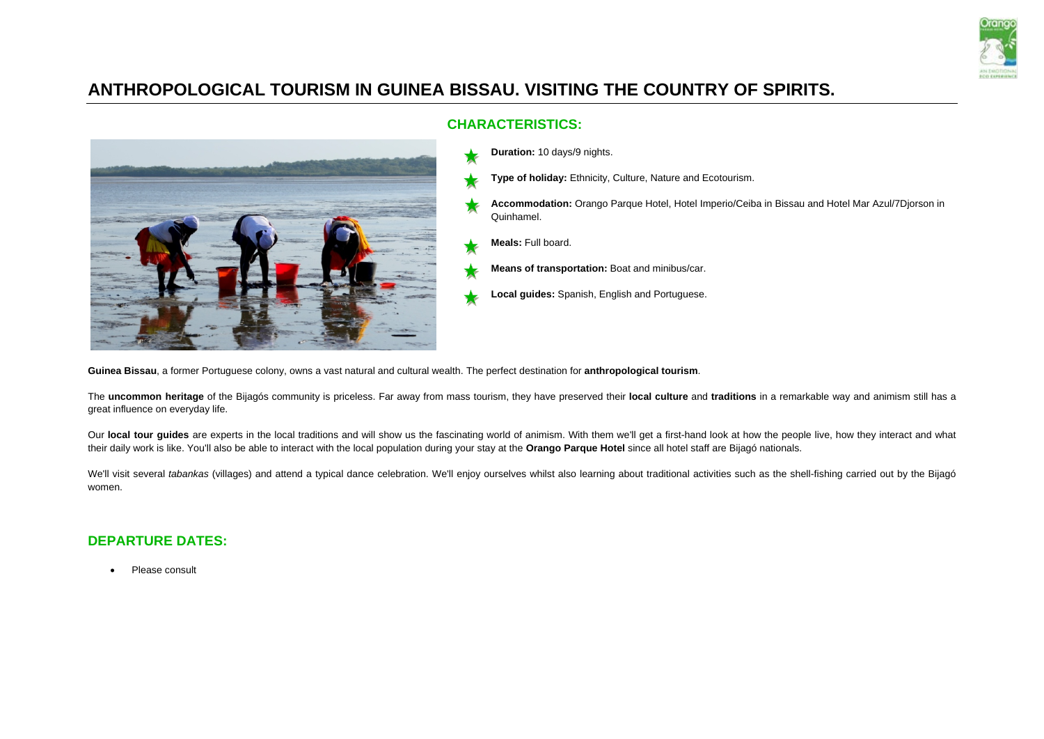# ANTHROPOLOGICAL TOURISM IN GUINEA BISSAU. VISITING THE COUNTRY OF SPIRITS.

## CHARACTERISTICS:

- **Duration:** 10 days/9 nights.
- **Type of holiday:** Ethnicity, Culture, Nature and Ecotourism.
- **Accommodation:** Orango Parque Hotel, Hotel Imperio/Ceiba in Bissau and Hotel Mar Azul/7Djorson in Quinhamel.
- **Meals:** Full board.
- **Means of transportation:** Boat and minibus/car.
- **Local guides:** Spanish, English and Portuguese.

**Guinea Bissau**, a former Portuguese colony, owns a vast natural and cultural wealth. The perfect destination for **anthropological tourism**.

The **uncommon heritage** of the Bijagós community is priceless. Far away from mass tourism, they have preserved their **local culture** and **traditions** in a remarkable way and animism still has a great influence on everyday life.

Our **local tour guides** are experts in the local traditions and will show us the fascinating world of animism. With them we'll get a first-hand look at how the people live, how they interact and what their daily work is like. You'll also be able to interact with the local population during your stay at the **Orango Parque Hotel** since all hotel staff are Bijagó nationals.

We'll visit several *tabankas* (villages) and attend a typical dance celebration. We'll enjoy ourselves whilst also learning about traditional activities such as the shell-fishing carried out by the Bijagó women.

## DEPARTURE DATES:

- Please consult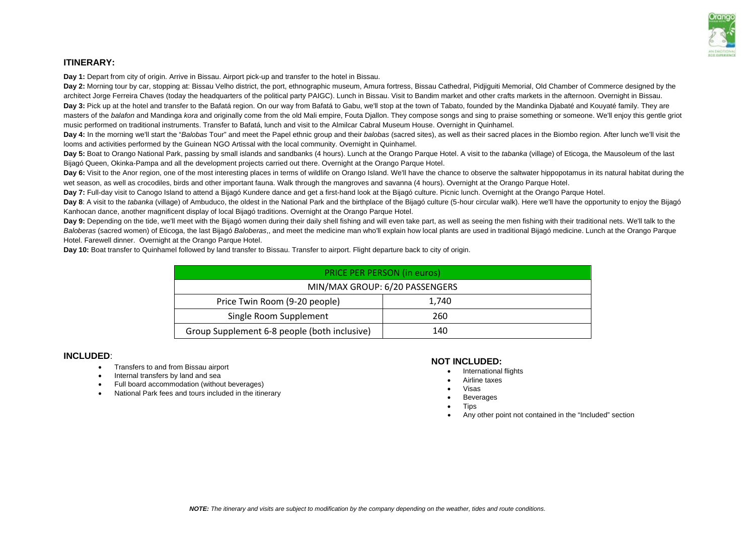## ITINERARY:

**Day 1:** Depart from city of origin. Arrive in Bissau. Airport pick-up and transfer to the hotel in Bissau.

**Day 2:** Morning tour by car, stopping at: Bissau Velho district, the port, ethnographic museum, Amura fortress, Bissau Cathedral, Pidjiguiti Memorial, Old Chamber of Commerce designed by the architect Jorge Ferreira Chaves (today the headquarters of the political party PAIGC). Lunch in Bissau. Visit to Bandim market and other crafts markets in the afternoon. Overnight in Bissau.

**Day 3:** Pick up at the hotel and transfer to the Bafatá region. On our way from Bafatá to Gabu, we'll stop at the town of Tabato, founded by the Mandinka Djabaté and Kouyaté family. They are masters of the *balafon* and Mandinga *kora* and originally come from the old Mali empire, Fouta Djallon. They compose songs and sing to praise something or someone. We'll enjoy this gentle griot music performed on traditional instruments. Transfer to Bafatá, lunch and visit to the Almilcar Cabral Museum House. Overnight in Quinhamel.

**Day 4:** In the morning we'll start the "*Balobas* Tour" and meet the Papel ethnic group and their *balobas* (sacred sites), as well as their sacred places in the Biombo region. After lunch we'll visit the looms and activities performed by the Guinean NGO Artissal with the local community. Overnight in Quinhamel.

**Day 5:** Boat to Orango National Park, passing by small islands and sandbanks (4 hours). Lunch at the Orango Parque Hotel. A visit to the *tabanka* (village) of Eticoga, the Mausoleum of the last Bijagó Queen, Okinka-Pampa and all the development projects carried out there. Overnight at the Orango Parque Hotel.

**Day 6:** Visit to the Anor region, one of the most interesting places in terms of wildlife on Orango Island. We'll have the chance to observe the saltwater hippopotamus in its natural habitat during the wet season, as well as crocodiles, birds and other important fauna. Walk through the mangroves and savanna (4 hours). Overnight at the Orango Parque Hotel.

**Day 7:** Full-day visit to Canogo Island to attend a Bijagó Kundere dance and get a first-hand look at the Bijagó culture. Picnic lunch. Overnight at the Orango Parque Hotel.

**Day 8**: A visit to the *tabanka* (village) of Ambuduco, the oldest in the National Park and the birthplace of the Bijagó culture (5-hour circular walk). Here we'll have the opportunity to enjoy the Bijagó Kanhocan dance, another magnificent display of local Bijagó traditions. Overnight at the Orango Parque Hotel.

**Day 9:** Depending on the tide, we'll meet with the Bijagó women during their daily shell fishing and will even take part, as well as seeing the men fishing with their traditional nets. We'll talk to the *Baloberas* (sacred women) of Eticoga, the last Bijagó *Baloberas*,, and meet the medicine man who'll explain how local plants are used in traditional Bijagó medicine. Lunch at the Orango Parque Hotel. Farewell dinner. Overnight at the Orango Parque Hotel.

**Day 10:** Boat transfer to Quinhamel followed by land transfer to Bissau. Transfer to airport. Flight departure back to city of origin.

| PRICE PER PERSON (in euros) | |
|---|---|
| MIN/MAX GROUP: 6/20 PASSENGERS | |
| Price Twin Room (9-20 people) | 1,740 |
| Single Room Supplement | 260 |
| Group Supplement 6-8 people (both inclusive) | 140 |

### INCLUDED:

- Transfers to and from Bissau airport
- Internal transfers by land and sea
- Full board accommodation (without beverages)
- National Park fees and tours included in the itinerary

### NOT INCLUDED:

- International flights
- Airline taxes
- Visas
- Beverages
- Tips
- Any other point not contained in the "Included" section

***NOTE:** The itinerary and visits are subject to modification by the company depending on the weather, tides and route conditions.*